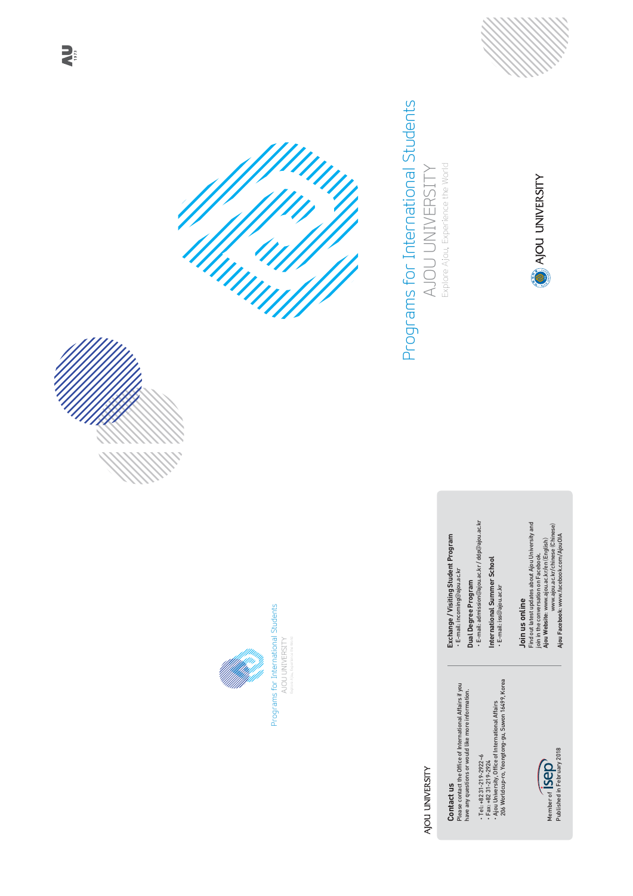# Programs for International Students

AJOU UNIVERSITY

Explore Ajou, Experience the World

AJOU UNIVERSITY

Programs for International Students

AJOU UNIVERSITY

Explore Ajou, Experience the World

AJOU UNIVERSITY

## Contact us

Please contact the Office of International Affairs if you have any questions or would like more information.

- Tel: +82 31-219-2922~6
- Fax: +82 31-219-2924
- Ajou University, Office of International Affairs 206 Worldcup-ro, Yeongtong-gu, Suwon 16499, Korea

Member of isep

Published in February 2018

### Exchange / Visiting Student Program

- E-mail: incoming@ajou.ac.kr

### Dual Degree Program

- E-mail: admission@ajou.ac.kr / ddp@ajou.ac.kr

### International Summer School

- E-mail: iss@ajou.ac.kr

## Join us online

Find out latest updates about Ajou University and join in the conversation on Facebook.

**Ajou Website**: www.ajou.ac.kr/en (English) www.ajou.ac.kr/chinese (Chinese)

**Ajou Facebook**: www.facebook.com/AjouOIA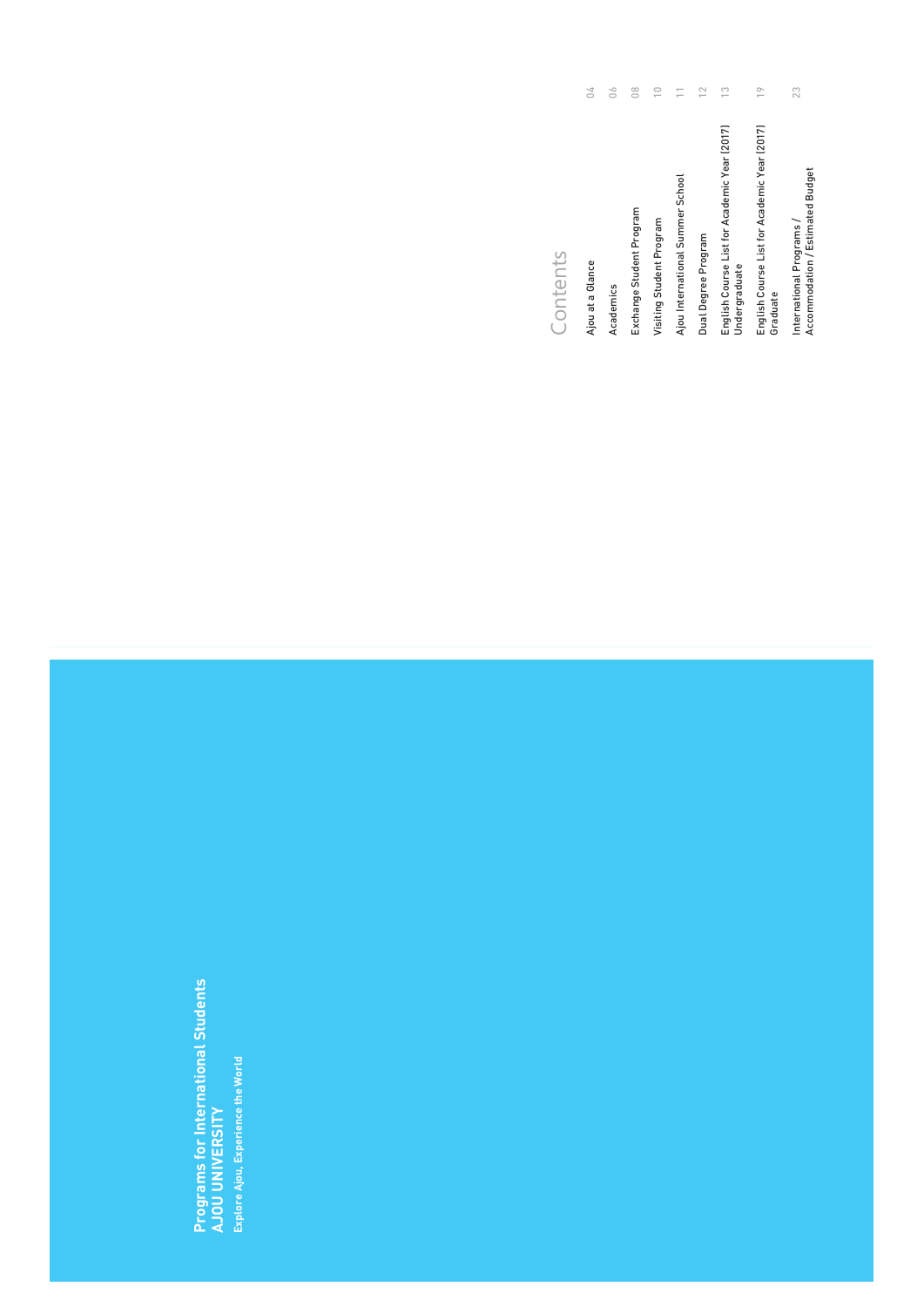# Programs for International Students
## AJOU UNIVERSITY

**Explore Ajou, Experience the World**

# Contents

| | |
|---|---|
| Ajou at a Glance | 04 |
| Academics | 06 |
| Exchange Student Program | 08 |
| Visiting Student Program | 10 |
| Ajou International Summer School | 11 |
| Dual Degree Program | 12 |
| English Course List for Academic Year (2017) Undergraduate | 13 |
| English Course List for Academic Year (2017) Graduate | 19 |
| International Programs / Accommodation / Estimated Budget | 23 |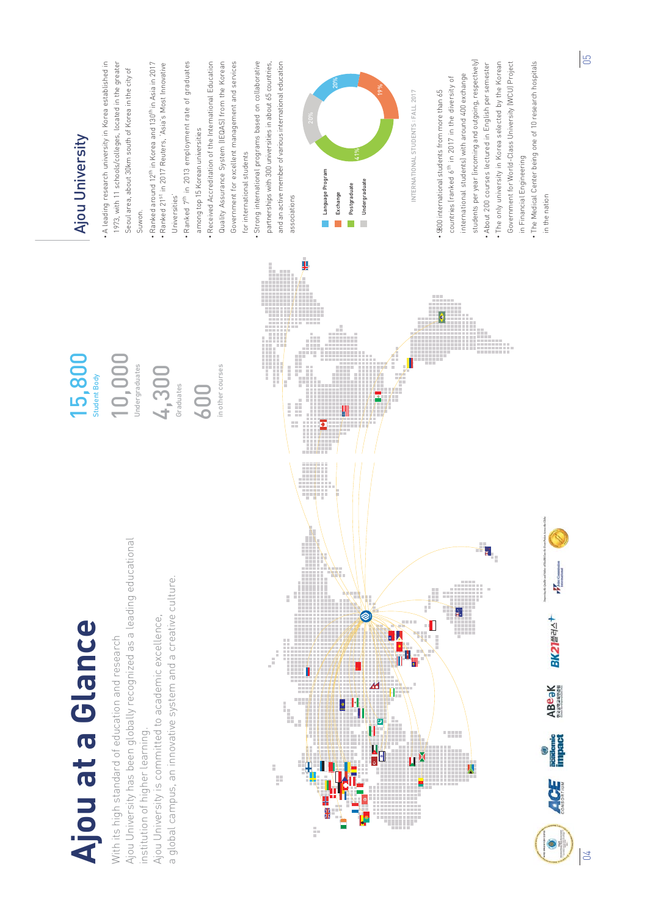# Ajou at a Glance

With its high standard of education and research Ajou University has been globally recognized as a leading educational institution of higher learning.
Ajou University is committed to academic excellence, a global campus, an innovative system and a creative culture.

**15,800**
Student Body

**10,000**
Undergraduates

**4,300**
Graduates

**600**
in other courses

## Ajou University

- A leading research university in Korea established in 1973, with 11 schools/colleges, located in the greater Seoul area, about 30km south of Korea in the city of Suwon.
- Ranked around 12th in Korea and 130th in Asia in 2017
- Ranked 21st in 2017 Reuters, 'Asia's Most Innovative Universities'
- Ranked 7th in 2013 employment rate of graduates among top 15 Korean universities
- Received Accreditation of the International Education Quality Assurance System (IEQAS) from the Korean Government for excellent management and services for international students
- Strong international programs based on collaborative partnerships with 300 universities in about 65 countries, and an active member of various international education associations

INTERNATIONAL STUDENTS : FALL 2017

| Category | Share |
|---|---|
| Language Program | 20% |
| Exchange | 19% |
| Postgraduate | 41% |
| Undergraduate | 20% |

- 900 international students from more than 65 countries (ranked 6th in 2017 in the diversity of international students) with around 400 exchange students per year (incoming and outgoing, respectively)
- About 200 courses lectured in English per semester
- The only university in Korea selected by the Korean Government for World-Class University (WCU) Project in Financial Engineering
- The Medical Center being one of 10 research hospitals in the nation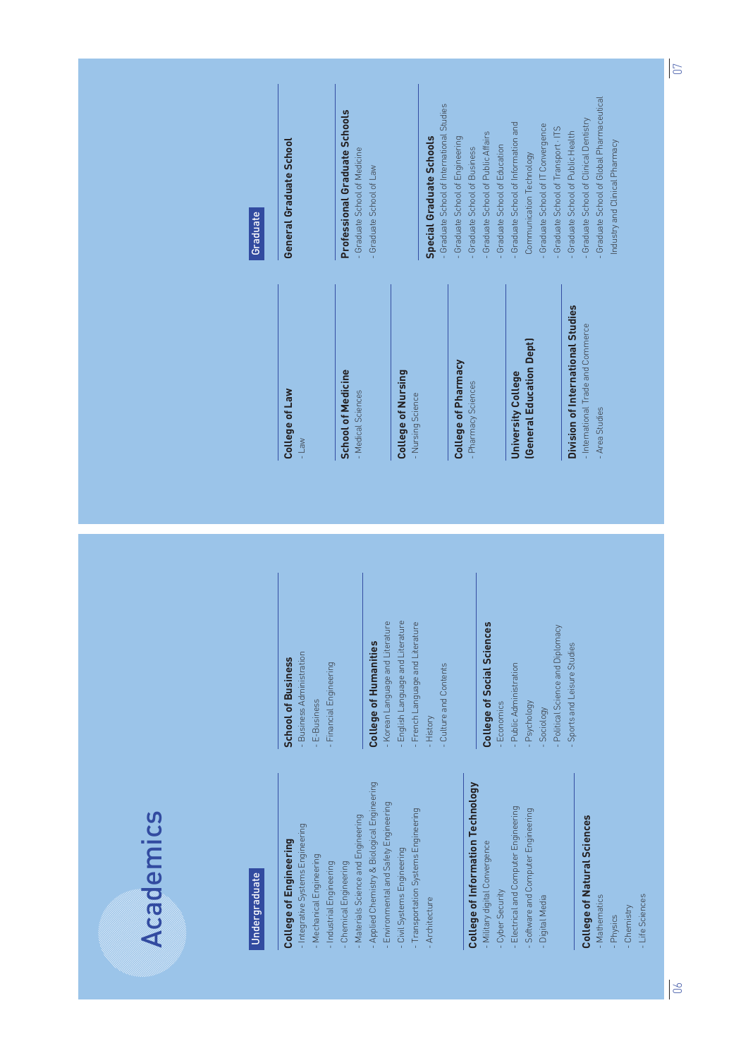# Academics

## Undergraduate

### College of Engineering
- Integrative Systems Engineering
- Mechanical Engineering
- Industrial Engineering
- Chemical Engineering
- Materials Science and Engineering
- Applied Chemistry & Biological Engineering
- Environmental and Safety Engineering
- Civil Systems Engineering
- Transportation Systems Engineering
- Architecture

### College of Information Technology
- Military digital Convergence
- Cyber Security
- Electrical and Computer Engineering
- Software and Computer Engineering
- Digital Media

### College of Natural Sciences
- Mathematics
- Physics
- Chemistry
- Life Sciences

### School of Business
- Business Administration
- E-Business
- Financial Engineering

### College of Humanities
- Korean Language and Literature
- English Language and Literature
- French Language and Literature
- History
- Culture and Contents

### College of Social Sciences
- Economics
- Public Administration
- Psychology
- Sociology
- Political Science and Diplomacy
- Sports and Leisure Studies

### College of Law
- Law

### School of Medicine
- Medical Sciences

### College of Nursing
- Nursing Science

### College of Pharmacy
- Pharmacy Sciences

### University College (General Education Dept)

### Division of International Studies
- International Trade and Commerce
- Area Studies

## Graduate

### General Graduate School

### Professional Graduate Schools
- Graduate School of Medicine
- Graduate School of Law

### Special Graduate Schools
- Graduate School of International Studies
- Graduate School of Engineering
- Graduate School of Business
- Graduate School of Public Affairs
- Graduate School of Education
- Graduate School of Information and Communication Technology
- Graduate School of IT Convergence
- Graduate School of Transport · ITS
- Graduate School of Public Health
- Graduate School of Clinical Dentistry
- Graduate School of Global Pharmaceutical Industry and Clinical Pharmacy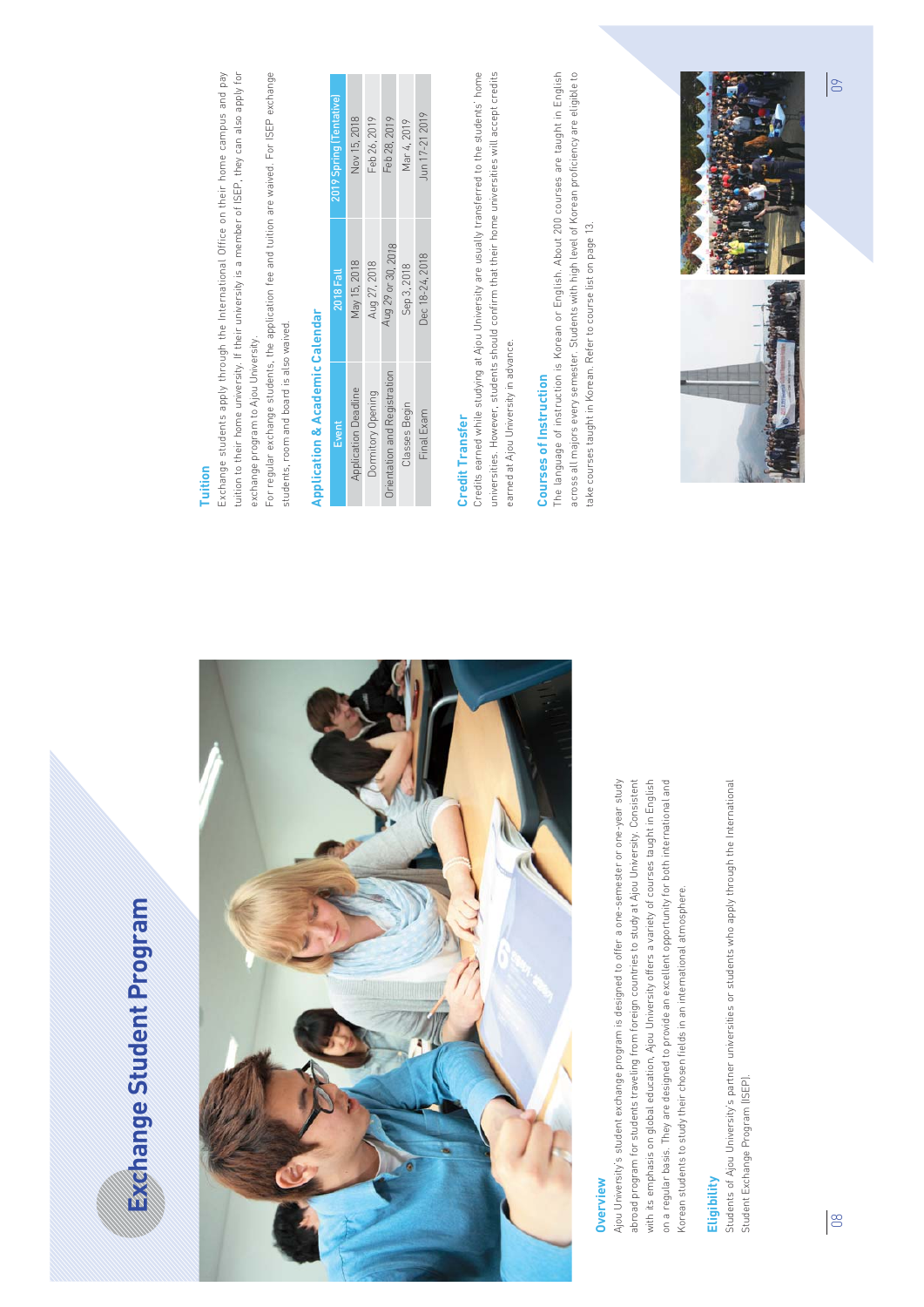# Exchange Student Program

## Overview

Ajou University's student exchange program is designed to offer a one-semester or one-year study abroad program for students traveling from foreign countries to study at Ajou University. Consistent with its emphasis on global education, Ajou University offers a variety of courses taught in English on a regular basis. They are designed to provide an excellent opportunity for both international and Korean students to study their chosen fields in an international atmosphere.

## Eligibility

Students of Ajou University's partner universities or students who apply through the International Student Exchange Program (ISEP).

## Tuition

Exchange students apply through the International Office on their home campus and pay tuition to their home university. If their university is a member of ISEP, they can also apply for exchange program to Ajou University.

For regular exchange students, the application fee and tuition are waived. For ISEP exchange students, room and board is also waived.

## Application & Academic Calendar

| Event | 2018 Fall | 2019 Spring (Tentative) |
| --- | --- | --- |
| Application Deadline | May 15, 2018 | Nov 15, 2018 |
| Dormitory Opening | Aug 27, 2018 | Feb 26, 2019 |
| Orientation and Registration | Aug 29 or 30, 2018 | Feb 28, 2019 |
| Classes Begin | Sep 3, 2018 | Mar 4, 2019 |
| Final Exam | Dec 18-24, 2018 | Jun 17-21 2019 |

## Credit Transfer

Credits earned while studying at Ajou University are usually transferred to the students' home universities. However, students should confirm that their home universities will accept credits earned at Ajou University in advance.

## Courses of Instruction

The language of instruction is Korean or English. About 200 courses are taught in English across all majors every semester. Students with high level of Korean proficiency are eligible to take courses taught in Korean. Refer to course list on page 13.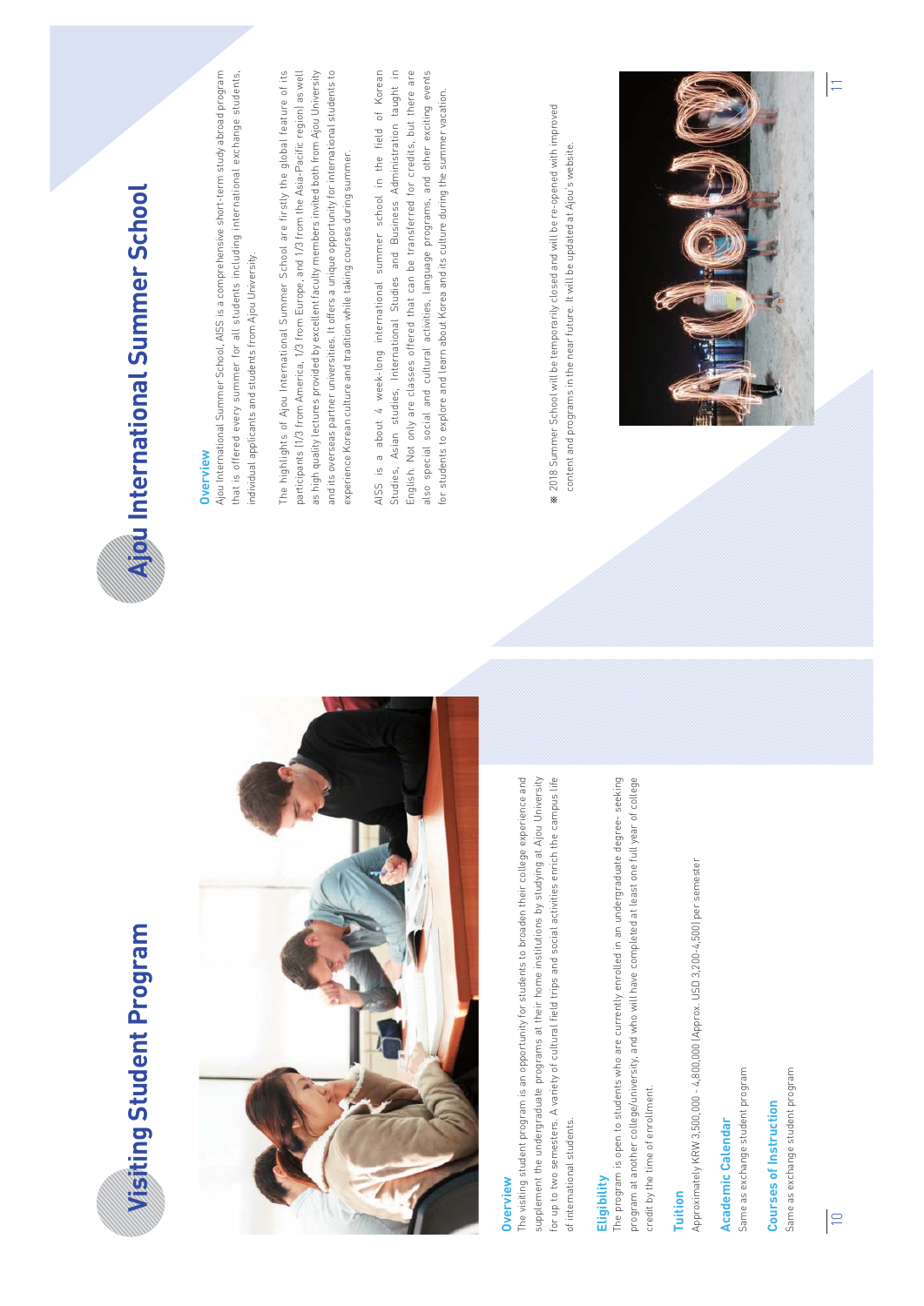# Visiting Student Program

## Overview

The visiting student program is an opportunity for students to broaden their college experience and supplement the undergraduate programs at their home institutions by studying at Ajou University for up to two semesters. A variety of cultural field trips and social activities enrich the campus life of international students.

## Eligibility

The program is open to students who are currently enrolled in an undergraduate degree- seeking program at another college/university, and who will have completed at least one full year of college credit by the time of enrollment.

## Tuition

Approximately KRW 3,500,000 ~ 4,800,000 (Approx. USD 3,200~4,500) per semester

## Academic Calendar

Same as exchange student program

## Courses of Instruction

Same as exchange student program

# Ajou International Summer School

## Overview

Ajou International Summer School, AISS is a comprehensive short-term study abroad program that is offered every summer for all students including international exchange students, individual applicants and students from Ajou University.

The highlights of Ajou International Summer School are firstly the global feature of its participants (1/3 from America, 1/3 from Europe, and 1/3 from the Asia-Pacific region) as well as high quality lectures provided by excellent faculty members invited both from Ajou University and its overseas partner universities. It offers a unique opportunity for international students to experience Korean culture and tradition while taking courses during summer.

AISS is a about 4 week-long international summer school in the field of Korean Studies, Asian studies, International Studies and Business Administration taught in English. Not only are classes offered that can be transferred for credits, but there are also special social and cultural activities, language programs, and other exciting events for students to explore and learn about Korea and its culture during the summer vacation.

※ 2018 Summer School will be temporarily closed and will be re-opened with improved content and programs in the near future. It will be updated at Ajou's website.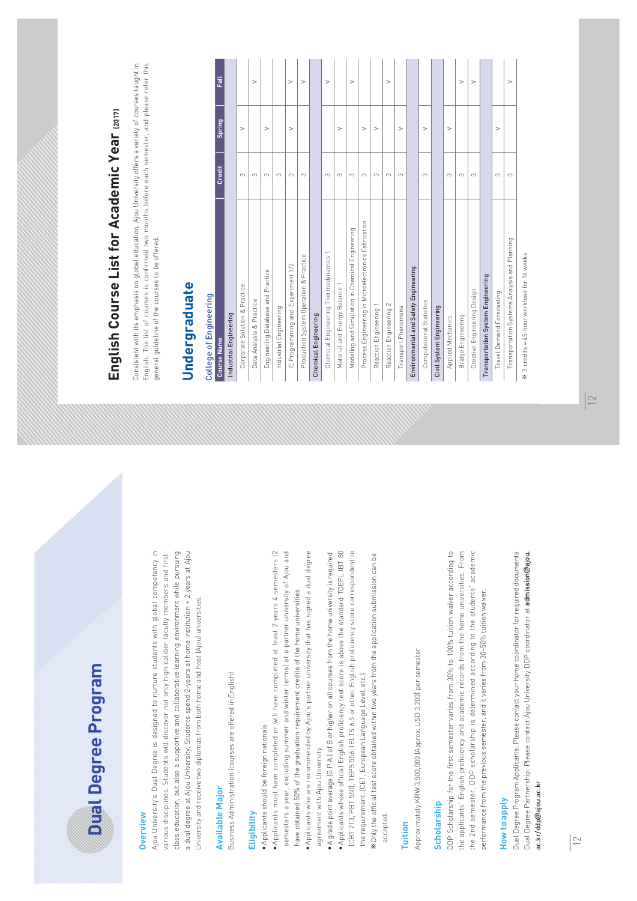# Dual Degree Program

## Overview

Ajou University's Dual Degree is designed to nurture students with global competency in various disciplines. Students will discover not only high caliber faculty members and first-class education, but also a supportive and collaborative learning environment while pursuing a dual degree at Ajou University. Students spend 2-years at home institution + 2 years at Ajou University and receive two diplomas from both home and host (Ajou) universities.

## Available Major

Business Administration (courses are offered in English)

## Eligibility

- Applicants should be foreign nationals
- Applicants must have completed or will have completed at least 2 years 4 semesters (2 semesters a year, excluding summer and winter terms) at a partner university of Ajou and have obtained 50% of the graduation requirement credits of the home universities
- Applicants who are recommended by Ajou's partner university that has signed a dual degree agreement with Ajou University
- A grade point average (G.P.A.) of B or higher on all courses from the home university is required
- Applicants whose official English proficiency test score is above the standard TOEFL IBT 80 (CBT 213, PBT 550), TEPS 556, IELTS 6.5 or other English proficiency score correspondent to the requirement. (CET, European Language Level, etc.)

※ Only the official test score obtained within two years from the application submission can be accepted.

## Tuition

Approximately KRW 3,500,000 (Approx. USD 3,200) per semester

## Scholarship

DDP Scholarship for the first semester varies from 30% to 100% tuition waiver according to the applicants' English proficiency and academic records from the home universities. From the 2nd semester, DDP scholarship is determined according to the students' academic performance from the previous semester, and it varies from 30-50% tuition waiver.

## How to apply

Dual Degree Program Applicants: Please contact your home coordinator for required documents
Dual Degree Partnership: Please contact Ajou University DDP coordinator at **admission@ajou.ac.kr/ddp@ajou.ac.kr**

# English Course List for Academic Year (2017)

Consistent with its emphasis on global education, Ajou University offers a variety of courses taught in English. The list of courses is confirmed two months before each semester, and please refer this general guideline of the courses to be offered.

## Undergraduate

### College of Engineering

| Course Name | Credit | Spring | Fall |
|---|---|---|---|
| **Industrial Engineering** | | | |
| Corporate Solution & Practice | 3 | V | |
| Data Analysis & Practice | 3 | | V |
| Engineering Database and Practice | 3 | V | |
| Industrial Engineering | 3 | | |
| IE Programming and Experiment 1/2 | 3 | V | V |
| Production System Operation & Practice | 3 | | V |
| **Chemical Engineering** | | | |
| Chemical Engineering Thermodynamics 1 | 3 | | V |
| Material and Energy Balance 1 | 3 | V | |
| Modeling and Simulation in Chemical Engineering | 3 | | V |
| Process Engineering in Microelectronics Fabrication | 3 | V | |
| Reaction Engineering 1 | 3 | V | |
| Reaction Engineering 2 | 3 | | V |
| Transport Phenomena | 3 | V | |
| **Environmental and Safety Engineering** | | | |
| Computational Statistics | 3 | V | |
| **Civil System Engineering** | | | |
| Applied Mechanics | 3 | V | |
| Bridge Engineering | 3 | | V |
| Creative Engineering Design | 3 | | V |
| **Transportation System Engineering** | | | |
| Travel Demand Forecasting | 3 | V | |
| Transportation Systems Analysis and Planning | 3 | | V |

※ 3 credits = 45-hour workload for 16 weeks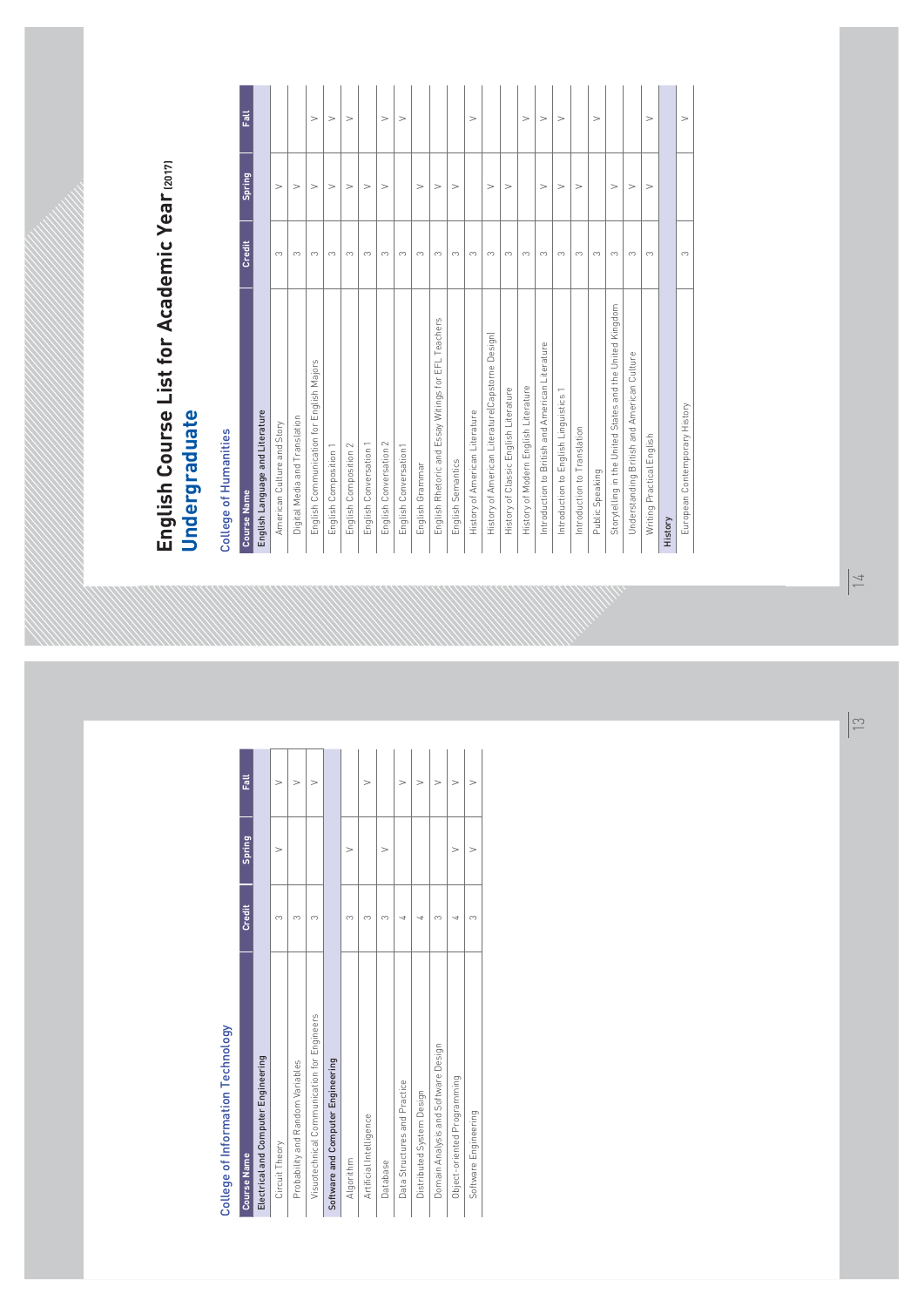## College of Information Technology

| Course Name | Credit | Spring | Fall |
|---|---|---|---|
| **Electrical and Computer Engineering** | | | |
| Circuit Theory | 3 | V | V |
| Probability and Random Variables | 3 | | V |
| Visuotechnical Communication for Engineers | 3 | | V |
| **Software and Computer Engineering** | | | |
| Algorithm | 3 | V | |
| Artificial Intelligence | 3 | | V |
| Database | 3 | V | |
| Data Structures and Practice | 4 | | V |
| Distributed System Design | 4 | | V |
| Domain Analysis and Software Design | 3 | | V |
| Object-oriented Programming | 4 | V | V |
| Software Engineering | 3 | V | V |

# English Course List for Academic Year (2017)

## Undergraduate

### College of Humanities

| Course Name | Credit | Spring | Fall |
|---|---|---|---|
| **English Language and Literature** | | | |
| American Culture and Story | 3 | V | |
| Digital Media and Translation | 3 | V | |
| English Communication for English Majors | 3 | V | V |
| English Composition 1 | 3 | V | V |
| English Composition 2 | 3 | V | V |
| English Conversation 1 | 3 | V | |
| English Conversation 2 | 3 | V | V |
| English Conversation1 | 3 | | V |
| English Grammar | 3 | V | |
| English Rhetoric and Essay Writings for EFL Teachers | 3 | V | |
| English Semantics | 3 | V | |
| History of American Literature | 3 | | V |
| History of American Literature(Capstone Design) | 3 | V | |
| History of Classic English Literature | 3 | V | |
| History of Modern English Literature | 3 | | V |
| Introduction to British and American Literature | 3 | V | V |
| Introduction to English Linguistics 1 | 3 | V | V |
| Introduction to Translation | 3 | V | |
| Public Speaking | 3 | | V |
| Storytelling in the United States and the United Kingdom | 3 | V | |
| Understanding British and American Culture | 3 | V | |
| Writing Practical English | 3 | V | V |
| **History** | | | |
| European Contemporary History | 3 | | V |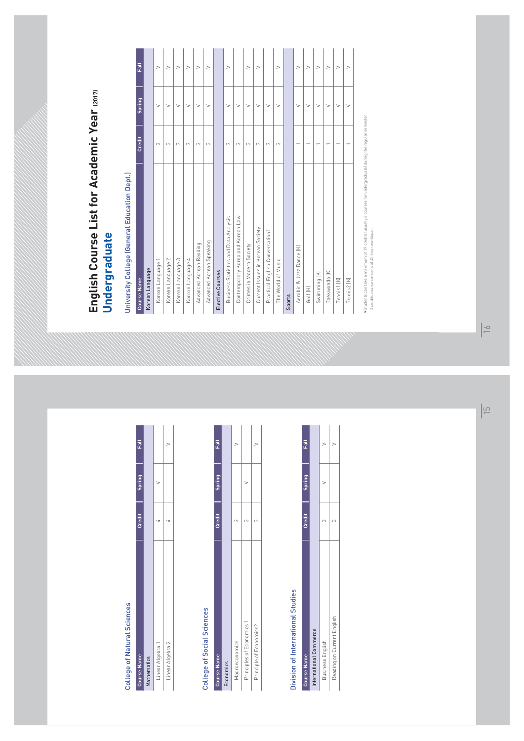## College of Natural Sciences

| Course Name | Credit | Spring | Fall |
|---|---|---|---|
| **Mathematics** | | | |
| Linear Algebra 1 | 4 | V | |
| Linear Algebra 2 | 4 | | V |

## College of Social Sciences

| Course Name | Credit | Spring | Fall |
|---|---|---|---|
| **Economics** | | | |
| Macroeconomics | 3 | | V |
| Principles of Economics 1 | 3 | V | |
| Principle of Economics2 | 3 | | V |

## Division of International Studies

| Course Name | Credit | Spring | Fall |
|---|---|---|---|
| **International Commerce** | | | |
| Business English | 3 | V | V |
| Reading on Current English | 3 | | V |

# English Course List for Academic Year (2017)

# Undergraduate

## University College (General Education Dept.)

| Course Name | Credit | Spring | Fall |
|---|---|---|---|
| **Korean Language** | | | |
| Korean Language 1 | 3 | V | V |
| Korean Language 2 | 3 | V | V |
| Korean Language 3 | 3 | V | V |
| Korean Language 4 | 3 | V | V |
| Advanced Korean Reading | 3 | V | V |
| Advanced Korean Speaking | 3 | V | V |
| **Elective Courses** | | | |
| Business Statistics and Data Analysis | 3 | V | V |
| Contemporary Korea and Korean Law | 3 | V | |
| Crimes in Modern Society | 3 | V | V |
| Current Issues in Korean Society | 3 | V | V |
| Practical English Conversation1 | 3 | V | |
| The World of Music | 3 | V | V |
| **Sports** | | | |
| Aerobic & Jazz Dance (K) | 1 | V | V |
| Golf (K) | 1 | V | V |
| Swimming (K) | 1 | V | V |
| Taekwondo (K) | 1 | V | V |
| Tennis1 (K) | 1 | V | V |
| Tennis2 (K) | 1 | V | V |

* Students can take a maximum of 19 credits (usually 6 courses for undergraduate) during the regular semester.
3 credits course consists of 45-hour workload.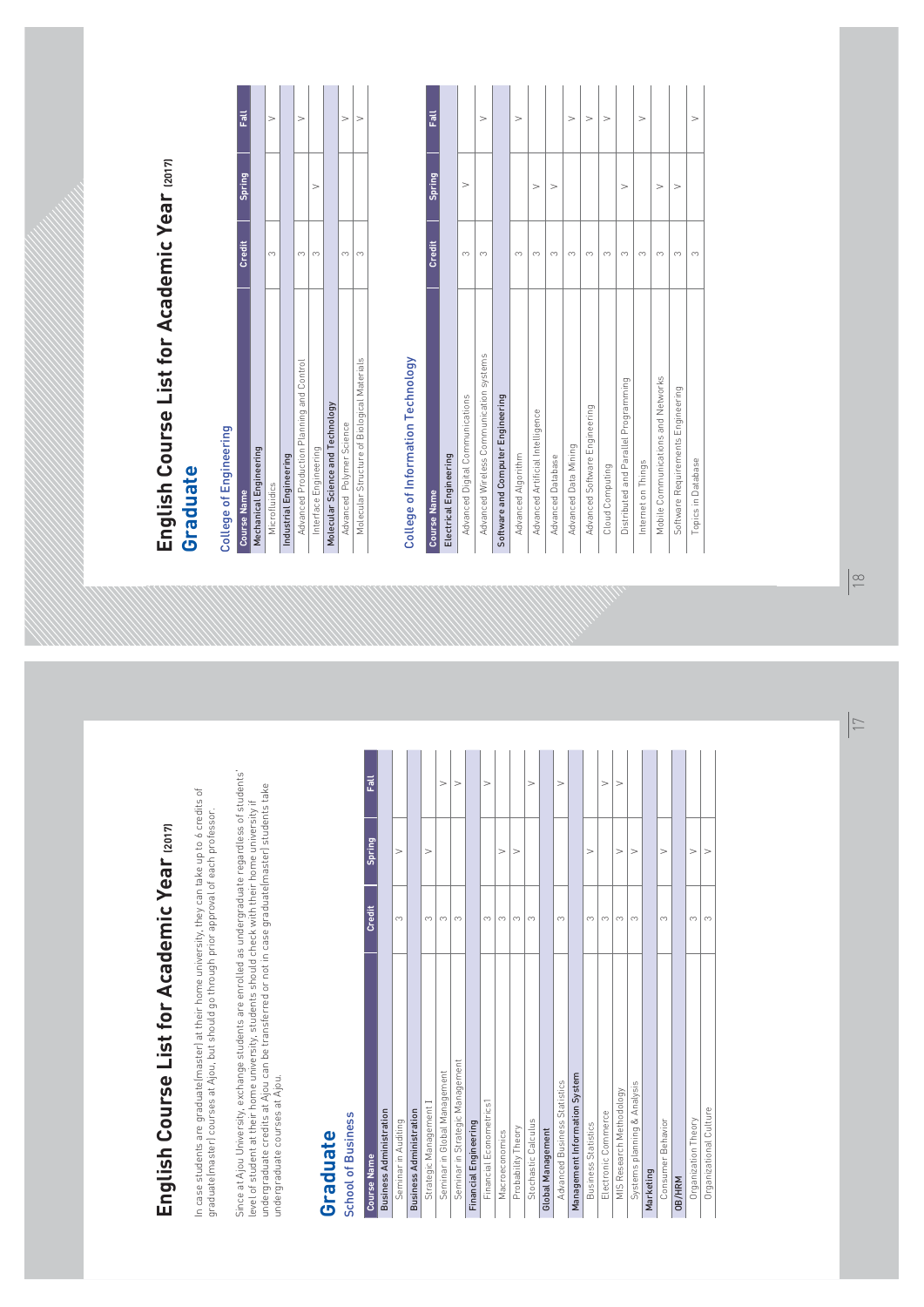# English Course List for Academic Year (2017)

In case students are graduate(master) at their home university, they can take up to 6 credits of graduate(master) courses at Ajou, but should go through prior approval of each professor.

Since at Ajou University, exchange students are enrolled as undergraduate regardless of students' level of student at their home university, students should check with their home university if undergraduate credits at Ajou can be transferred or not in case graduate(master) students take undergraduate courses at Ajou.

## Graduate

### School of Business

| Course Name | Credit | Spring | Fall |
|---|---|---|---|
| **Business Administration** | | | |
| Seminar in Auditing | 3 | V | |
| **Business Administration** | | | |
| Strategic Management I | 3 | V | |
| Seminar in Global Management | 3 | | V |
| Seminar in Strategic Management | 3 | | V |
| **Financial Engineering** | | | |
| Financial Econometrics1 | 3 | | V |
| Macroeconomics | 3 | V | |
| Probability Theory | 3 | V | |
| Stochastic Calculus | 3 | | V |
| **Global Management** | | | |
| Advanced Business Statistics | 3 | | V |
| **Management Information System** | | | |
| Business Statistics | 3 | V | |
| Electronic Commerce | 3 | | V |
| MIS Research Methodology | 3 | V | V |
| Systems planning & Analysis | 3 | V | |
| **Marketing** | | | |
| Consumer Behavior | 3 | V | |
| **OB/HRM** | | | |
| Organization Theory | 3 | V | |
| Organizational Culture | 3 | V | |

# English Course List for Academic Year (2017)

## Graduate

### College of Engineering

| Course Name | Credit | Spring | Fall |
|---|---|---|---|
| **Mechanical Engineering** | | | |
| Microfluidics | 3 | | V |
| **Industrial Engineering** | | | |
| Advanced Production Planning and Control | 3 | | V |
| Interface Engineering | 3 | V | |
| **Molecular Science and Technology** | | | |
| Advanced Polymer Science | 3 | | V |
| Molecular Structure of Biological Materials | 3 | | V |

### College of Information Technology

| Course Name | Credit | Spring | Fall |
|---|---|---|---|
| **Electrical Engineering** | | | |
| Advanced Digital Communications | 3 | V | |
| Advanced Wireless Communication systems | 3 | | V |
| **Software and Computer Engineering** | | | |
| Advanced Algorithm | 3 | | V |
| Advanced Artificial Intelligence | 3 | V | |
| Advanced Database | 3 | V | |
| Advanced Data Mining | 3 | | V |
| Advanced Software Engineering | 3 | | V |
| Cloud Computing | 3 | | V |
| Distributed and Parallel Programming | 3 | V | |
| Internet on Things | 3 | | V |
| Mobile Communications and Networks | 3 | V | |
| Software Requirements Engineering | 3 | V | |
| Topics in Database | 3 | | V |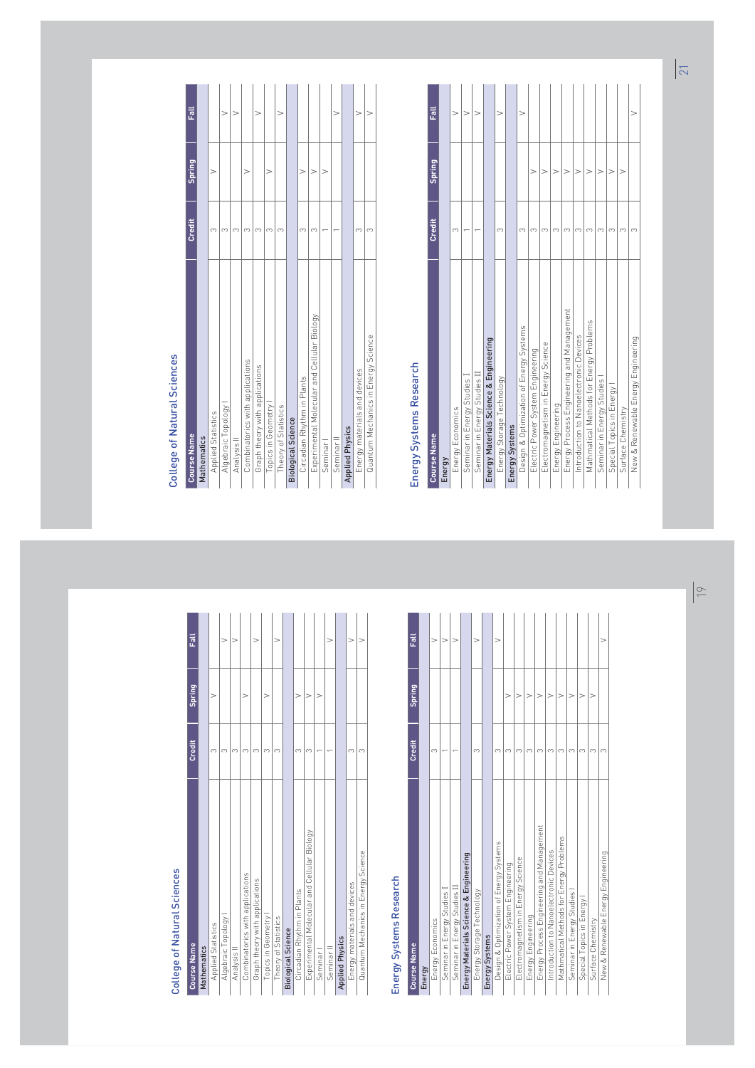## College of Natural Sciences

| Course Name | Credit | Spring | Fall |
|---|---|---|---|
| **Mathematics** | | | |
| Applied Statistics | 3 | V | |
| Algebraic Topology I | 3 | | V |
| Analysis II | 3 | | V |
| Combinatorics with applications | 3 | V | |
| Graph theory with applications | 3 | | V |
| Topics in Geometry I | 3 | V | |
| Theory of Statistics | 3 | | V |
| **Biological Science** | | | |
| Circadian Rhythm in Plants | 3 | V | |
| Experimental Molecular and Cellular Biology | 3 | V | |
| Seminar I | 1 | V | |
| Seminar II | 1 | | V |
| **Applied Physics** | | | |
| Energy materials and devices | 3 | | V |
| Quantum Mechanics in Energy Science | 3 | | V |

## Energy Systems Research

| Course Name | Credit | Spring | Fall |
|---|---|---|---|
| **Energy** | | | |
| Energy Economics | 3 | | V |
| Seminar in Energy Studies I | 1 | | V |
| Seminar in Energy Studies II | 1 | | V |
| **Energy Materials Science & Engineering** | | | |
| Energy Storage Technology | 3 | | V |
| **Energy Systems** | | | |
| Design & Optimization of Energy Systems | 3 | | V |
| Electric Power System Engineering | 3 | V | |
| Electromagnetism in Energy Science | 3 | V | |
| Energy Engineering | 3 | V | |
| Energy Process Engineering and Management | 3 | V | |
| Introduction to Nanoelectronic Devices | 3 | V | |
| Mathmatical Methods for Energy Problems | 3 | V | |
| Seminar in Energy Studies I | 3 | V | |
| Special Topics in Energy I | 3 | V | |
| Surface Chemistry | 3 | V | |
| New & Renewable Energy Engineering | 3 | | V |

## College of Natural Sciences

| Course Name | Credit | Spring | Fall |
|---|---|---|---|
| **Mathematics** | | | |
| Applied Statistics | 3 | V | |
| Algebraic Topology I | 3 | | V |
| Analysis II | 3 | | V |
| Combinatorics with applications | 3 | V | |
| Graph theory with applications | 3 | | V |
| Topics in Geometry I | 3 | V | |
| Theory of Statistics | 3 | | V |
| **Biological Science** | | | |
| Circadian Rhythm in Plants | 3 | V | |
| Experimental Molecular and Cellular Biology | 3 | V | |
| Seminar I | 1 | V | |
| Seminar II | 1 | | V |
| **Applied Physics** | | | |
| Energy materials and devices | 3 | | V |
| Quantum Mechanics in Energy Science | 3 | | V |

## Energy Systems Research

| Course Name | Credit | Spring | Fall |
|---|---|---|---|
| **Energy** | | | |
| Energy Economics | 3 | | V |
| Seminar in Energy Studies I | 1 | | V |
| Seminar in Energy Studies II | 1 | | V |
| **Energy Materials Science & Engineering** | | | |
| Energy Storage Technology | 3 | | V |
| **Energy Systems** | | | |
| Design & Optimization of Energy Systems | 3 | | V |
| Electric Power System Engineering | 3 | V | |
| Electromagnetism in Energy Science | 3 | V | |
| Energy Engineering | 3 | V | |
| Energy Process Engineering and Management | 3 | V | |
| Introduction to Nanoelectronic Devices | 3 | V | |
| Mathmatical Methods for Energy Problems | 3 | V | |
| Seminar in Energy Studies I | 3 | V | |
| Special Topics in Energy I | 3 | V | |
| Surface Chemistry | 3 | V | |
| New & Renewable Energy Engineering | 3 | | V |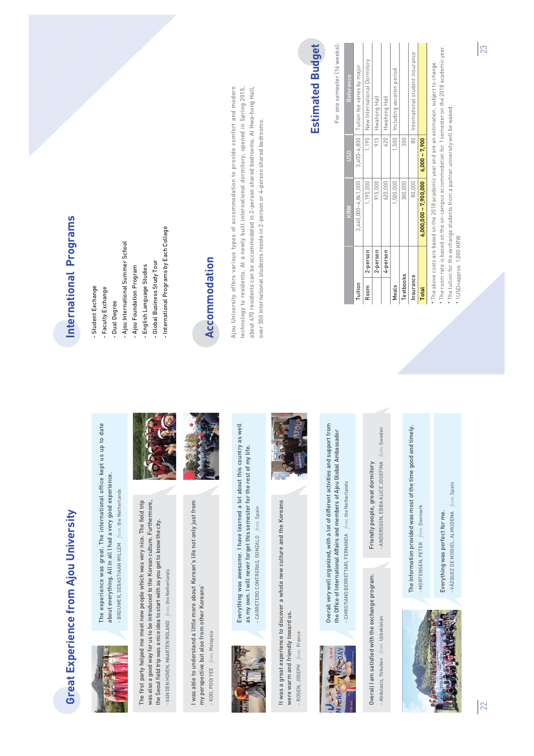# Great Experience from Ajou University

The experience was great. The international office kept us up to date about everything. All in all I had a very good experience.
- BROUWER, SEBASTIAAN WILLEM *from.* the Netherlands

The first party helped me meet new people which was very nice. The field trip was also a good way for us to be introduced to the Korean culture. Furthermore, the Seoul field trip was a nice idea to start with as you get to know the city.
- VAN DEN HOVEN, MAARTEN ROLAND *from.* the Netherlands

I was able to understand a little more about Korean's life not only just from my perspective but also from other Koreans'
- KOO, POOI YEE *from.* Malaysia

Everything was awesome. I have learned a lot about this country as well as my own. I will never forget this semester for the rest of my life.
- CARRETERO CONTRERAS, GONZALO *from.* Spain

It was a great experience to discover a whole new culture and the Koreans were warm and friendly toward us.
- ROSEN, JOSEPH *from.* France

Overall very well organized, with a lot of different activities and support from the Office of International Affairs and members of Ajou Global Ambassador
- CHRISTIANO BERRETTARI, FERNANDA *from.* the Netherlands

Overall I am satisfied with the exchange program.
- Abdulaziz, Yokubov *from.* Uzbekistan

Friendly people, great dormitory
- ANDERSSON, EBBA ALICE JOSEFINA *from.* Sweden

The information provided was most of the time good and timely.
- MORTENSEN, PETER *from.* Denmark

Everything was perfect for me.
- VAZQUEZ DE MIGUEL, ALMUDENA *from.* Spain

# International Programs

- Student Exchange
- Faculty Exchange
- Dual Degree
- Ajou International Summer School
- Ajou Foundation Program
- English Language Studies
- Global Business Study Tour
- International Programs by Each College

# Accommodation

Ajou University offers various types of accommodation to provide comfort and modern technology to residents. At a newly built international dormitory, opened in Spring 2015, about 470 residents can be accommodated in 2-person shared bedrooms. At Hwa-hong Hall, over 300 international students reside in 2-person or 4-person shared bedrooms.

# Estimated Budget

For one semester (16 weeks):

| | | KRW | USD | Reference |
|---|---|---|---|---|
| Tuition | | 3,440,000~4,841,000 | 3,400~4,800 | Tuition fee varies by major |
| Room | 2-person | 1,195,000 | 1,195 | New International Dormitory |
| | 2-person | 915,000 | 915 | Hwahong Hall |
| | 4-person | 620,000 | 620 | Hwahong Hall |
| Meals | | 1,500,000 | 1,500 | Including vacation period |
| Textbooks | | 300,000 | 300 | |
| Insurance | | 80,000 | 80 | International student insurance |
| Total | | 6,000,000 ~ 7,900,000 | 6,000 ~ 7,900 | |

* The above costs are based on the 2018 academic year and are an estimation, subject to change.
* The room rate is based on the on-campus accommodation for 1 semester on the 2018 academic year.
* The tuition for the exchange students from a partner university will be waived.
* 1USD=approx. 1,000 KRW